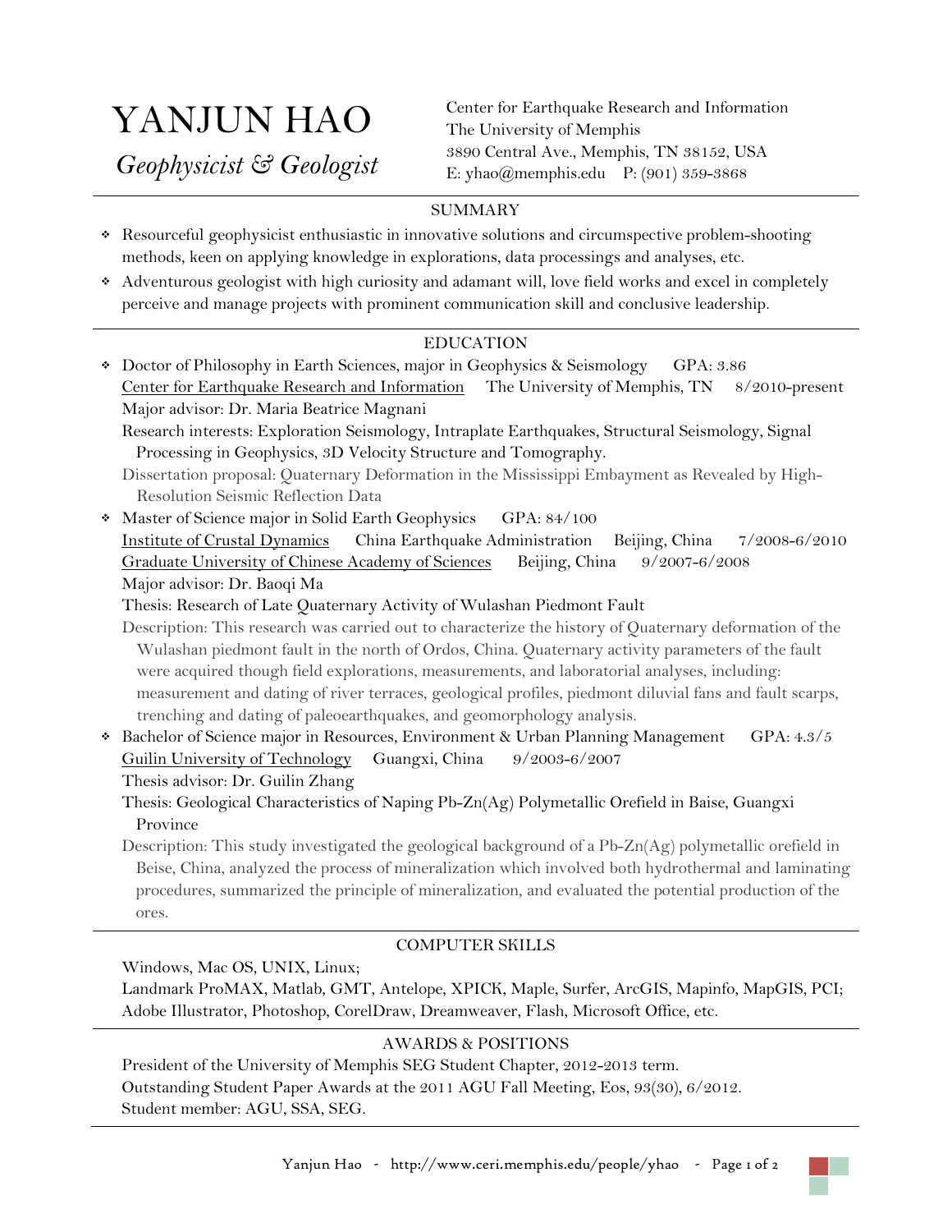# YANJUN HAO

*Geophysicist & Geologist*

Center for Earthquake Research and Information
The University of Memphis
3890 Central Ave., Memphis, TN 38152, USA
E: yhao@memphis.edu P: (901) 359-3868

## SUMMARY

- Resourceful geophysicist enthusiastic in innovative solutions and circumspective problem-shooting methods, keen on applying knowledge in explorations, data processings and analyses, etc.
- Adventurous geologist with high curiosity and adamant will, love field works and excel in completely perceive and manage projects with prominent communication skill and conclusive leadership.

## EDUCATION

- Doctor of Philosophy in Earth Sciences, major in Geophysics & Seismology GPA: 3.86
  Center for Earthquake Research and Information The University of Memphis, TN 8/2010-present
  Major advisor: Dr. Maria Beatrice Magnani
  Research interests: Exploration Seismology, Intraplate Earthquakes, Structural Seismology, Signal Processing in Geophysics, 3D Velocity Structure and Tomography.
  Dissertation proposal: Quaternary Deformation in the Mississippi Embayment as Revealed by High-Resolution Seismic Reflection Data
- Master of Science major in Solid Earth Geophysics GPA: 84/100
  Institute of Crustal Dynamics China Earthquake Administration Beijing, China 7/2008-6/2010
  Graduate University of Chinese Academy of Sciences Beijing, China 9/2007-6/2008
  Major advisor: Dr. Baoqi Ma
  Thesis: Research of Late Quaternary Activity of Wulashan Piedmont Fault
  Description: This research was carried out to characterize the history of Quaternary deformation of the Wulashan piedmont fault in the north of Ordos, China. Quaternary activity parameters of the fault were acquired though field explorations, measurements, and laboratorial analyses, including: measurement and dating of river terraces, geological profiles, piedmont diluvial fans and fault scarps, trenching and dating of paleoearthquakes, and geomorphology analysis.
- Bachelor of Science major in Resources, Environment & Urban Planning Management GPA: 4.3/5
  Guilin University of Technology Guangxi, China 9/2003-6/2007
  Thesis advisor: Dr. Guilin Zhang
  Thesis: Geological Characteristics of Naping Pb-Zn(Ag) Polymetallic Orefield in Baise, Guangxi Province
  Description: This study investigated the geological background of a Pb-Zn(Ag) polymetallic orefield in Beise, China, analyzed the process of mineralization which involved both hydrothermal and laminating procedures, summarized the principle of mineralization, and evaluated the potential production of the ores.

## COMPUTER SKILLS

Windows, Mac OS, UNIX, Linux;
Landmark ProMAX, Matlab, GMT, Antelope, XPICK, Maple, Surfer, ArcGIS, Mapinfo, MapGIS, PCI;
Adobe Illustrator, Photoshop, CorelDraw, Dreamweaver, Flash, Microsoft Office, etc.

## AWARDS & POSITIONS

President of the University of Memphis SEG Student Chapter, 2012-2013 term.
Outstanding Student Paper Awards at the 2011 AGU Fall Meeting, Eos, 93(30), 6/2012.
Student member: AGU, SSA, SEG.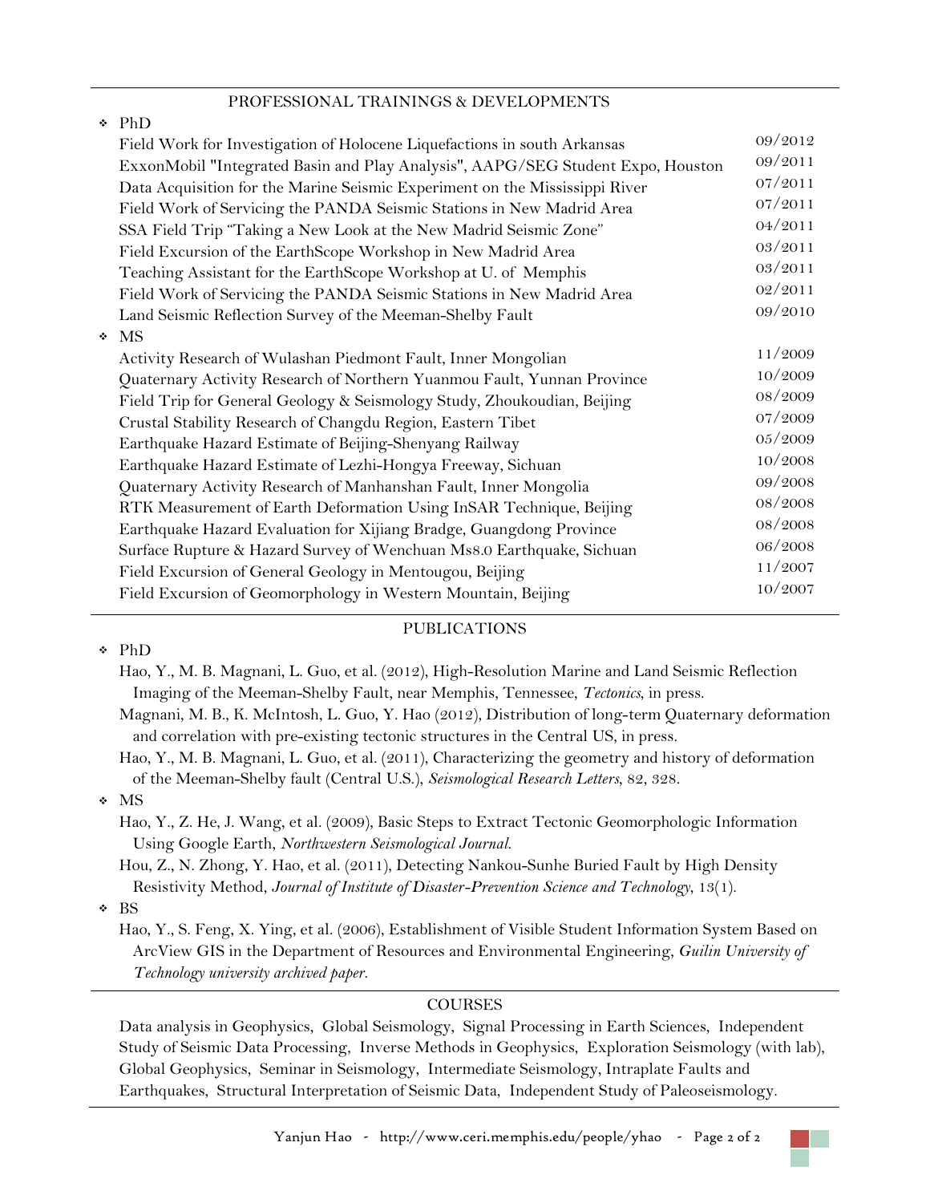## PROFESSIONAL TRAININGS & DEVELOPMENTS

- PhD

| | |
|---|---|
| Field Work for Investigation of Holocene Liquefactions in south Arkansas | 09/2012 |
| ExxonMobil "Integrated Basin and Play Analysis", AAPG/SEG Student Expo, Houston | 09/2011 |
| Data Acquisition for the Marine Seismic Experiment on the Mississippi River | 07/2011 |
| Field Work of Servicing the PANDA Seismic Stations in New Madrid Area | 07/2011 |
| SSA Field Trip "Taking a New Look at the New Madrid Seismic Zone" | 04/2011 |
| Field Excursion of the EarthScope Workshop in New Madrid Area | 03/2011 |
| Teaching Assistant for the EarthScope Workshop at U. of Memphis | 03/2011 |
| Field Work of Servicing the PANDA Seismic Stations in New Madrid Area | 02/2011 |
| Land Seismic Reflection Survey of the Meeman-Shelby Fault | 09/2010 |

- MS

| | |
|---|---|
| Activity Research of Wulashan Piedmont Fault, Inner Mongolian | 11/2009 |
| Quaternary Activity Research of Northern Yuanmou Fault, Yunnan Province | 10/2009 |
| Field Trip for General Geology & Seismology Study, Zhoukoudian, Beijing | 08/2009 |
| Crustal Stability Research of Changdu Region, Eastern Tibet | 07/2009 |
| Earthquake Hazard Estimate of Beijing-Shenyang Railway | 05/2009 |
| Earthquake Hazard Estimate of Lezhi-Hongya Freeway, Sichuan | 10/2008 |
| Quaternary Activity Research of Manhanshan Fault, Inner Mongolia | 09/2008 |
| RTK Measurement of Earth Deformation Using InSAR Technique, Beijing | 08/2008 |
| Earthquake Hazard Evaluation for Xijiang Bradge, Guangdong Province | 08/2008 |
| Surface Rupture & Hazard Survey of Wenchuan Ms8.0 Earthquake, Sichuan | 06/2008 |
| Field Excursion of General Geology in Mentougou, Beijing | 11/2007 |
| Field Excursion of Geomorphology in Western Mountain, Beijing | 10/2007 |

## PUBLICATIONS

- PhD
  - Hao, Y., M. B. Magnani, L. Guo, et al. (2012), High-Resolution Marine and Land Seismic Reflection Imaging of the Meeman-Shelby Fault, near Memphis, Tennessee, *Tectonics*, in press.
  - Magnani, M. B., K. McIntosh, L. Guo, Y. Hao (2012), Distribution of long-term Quaternary deformation and correlation with pre-existing tectonic structures in the Central US, in press.
  - Hao, Y., M. B. Magnani, L. Guo, et al. (2011), Characterizing the geometry and history of deformation of the Meeman-Shelby fault (Central U.S.), *Seismological Research Letters*, 82, 328.
- MS
  - Hao, Y., Z. He, J. Wang, et al. (2009), Basic Steps to Extract Tectonic Geomorphologic Information Using Google Earth, *Northwestern Seismological Journal*.
  - Hou, Z., N. Zhong, Y. Hao, et al. (2011), Detecting Nankou-Sunhe Buried Fault by High Density Resistivity Method, *Journal of Institute of Disaster-Prevention Science and Technology*, 13(1).
- BS
  - Hao, Y., S. Feng, X. Ying, et al. (2006), Establishment of Visible Student Information System Based on ArcView GIS in the Department of Resources and Environmental Engineering, *Guilin University of Technology university archived paper*.

## COURSES

Data analysis in Geophysics, Global Seismology, Signal Processing in Earth Sciences, Independent Study of Seismic Data Processing, Inverse Methods in Geophysics, Exploration Seismology (with lab), Global Geophysics, Seminar in Seismology, Intermediate Seismology, Intraplate Faults and Earthquakes, Structural Interpretation of Seismic Data, Independent Study of Paleoseismology.